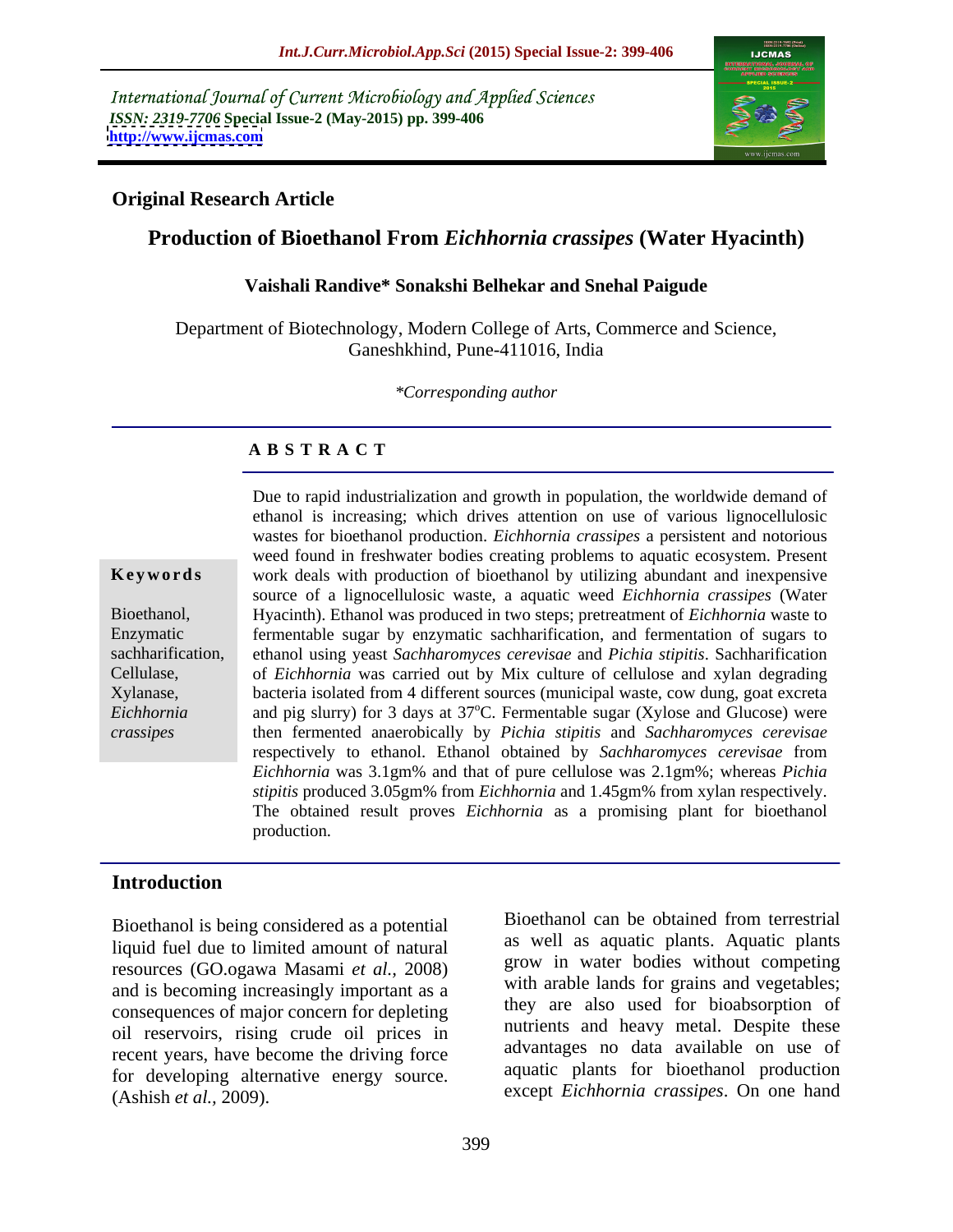International Journal of Current Microbiology and Applied Sciences
*ISSN: 2319-7706* **Special Issue-2 (May-2015) pp. 399-406**
**http://www.ijcmas.com**

**Original Research Article**

# Production of Bioethanol From *Eichhornia crassipes* (Water Hyacinth)

**Vaishali Randive\* Sonakshi Belhekar and Snehal Paigude**

Department of Biotechnology, Modern College of Arts, Commerce and Science, Ganeshkhind, Pune-411016, India

*\*Corresponding author*

## A B S T R A C T

**Keywords**

Bioethanol, Enzymatic sachharification, Cellulase, Xylanase, *Eichhornia crassipes*

Due to rapid industrialization and growth in population, the worldwide demand of ethanol is increasing; which drives attention on use of various lignocellulosic wastes for bioethanol production. *Eichhornia crassipes* a persistent and notorious weed found in freshwater bodies creating problems to aquatic ecosystem. Present work deals with production of bioethanol by utilizing abundant and inexpensive source of a lignocellulosic waste, a aquatic weed *Eichhornia crassipes* (Water Hyacinth). Ethanol was produced in two steps; pretreatment of *Eichhornia* waste to fermentable sugar by enzymatic sachharification, and fermentation of sugars to ethanol using yeast *Sachharomyces cerevisae* and *Pichia stipitis*. Sachharification of *Eichhornia* was carried out by Mix culture of cellulose and xylan degrading bacteria isolated from 4 different sources (municipal waste, cow dung, goat excreta and pig slurry) for 3 days at 37$^{o}$C. Fermentable sugar (Xylose and Glucose) were then fermented anaerobically by *Pichia stipitis* and *Sachharomyces cerevisae* respectively to ethanol. Ethanol obtained by *Sachharomyces cerevisae* from *Eichhornia* was 3.1gm% and that of pure cellulose was 2.1gm%; whereas *Pichia stipitis* produced 3.05gm% from *Eichhornia* and 1.45gm% from xylan respectively. The obtained result proves *Eichhornia* as a promising plant for bioethanol production.

## Introduction

Bioethanol is being considered as a potential liquid fuel due to limited amount of natural resources (GO.ogawa Masami *et al.,* 2008) and is becoming increasingly important as a consequences of major concern for depleting oil reservoirs, rising crude oil prices in recent years, have become the driving force for developing alternative energy source. (Ashish *et al.,* 2009).

Bioethanol can be obtained from terrestrial as well as aquatic plants. Aquatic plants grow in water bodies without competing with arable lands for grains and vegetables; they are also used for bioabsorption of nutrients and heavy metal. Despite these advantages no data available on use of aquatic plants for bioethanol production except *Eichhornia crassipes*. On one hand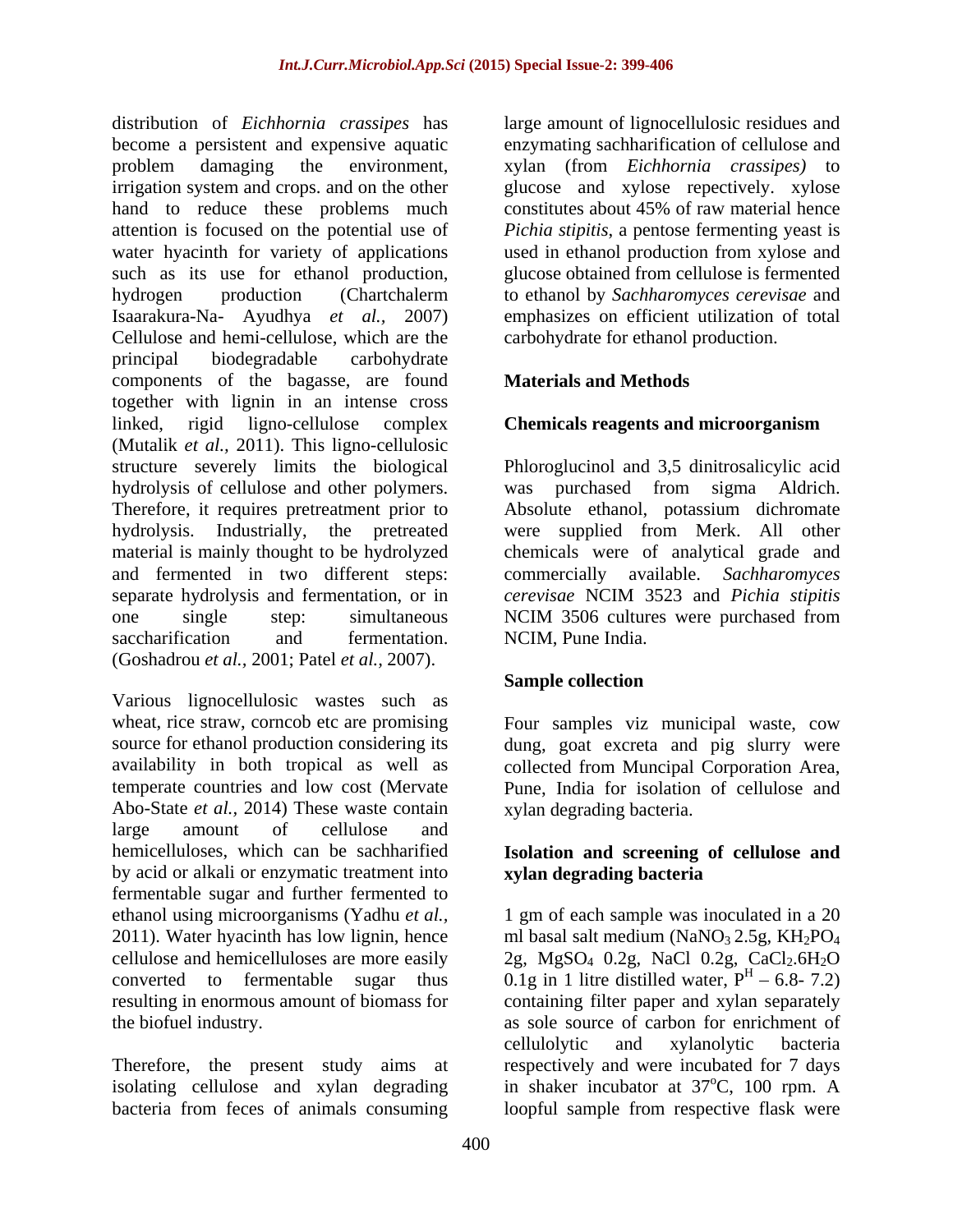distribution of *Eichhornia crassipes* has become a persistent and expensive aquatic problem damaging the environment, irrigation system and crops. and on the other hand to reduce these problems much attention is focused on the potential use of water hyacinth for variety of applications such as its use for ethanol production, hydrogen production (Chartchalerm Isaarakura-Na- Ayudhya *et al.*, 2007) Cellulose and hemi-cellulose, which are the principal biodegradable carbohydrate components of the bagasse, are found together with lignin in an intense cross linked, rigid ligno-cellulose complex (Mutalik *et al.,* 2011). This ligno-cellulosic structure severely limits the biological hydrolysis of cellulose and other polymers. Therefore, it requires pretreatment prior to hydrolysis. Industrially, the pretreated material is mainly thought to be hydrolyzed and fermented in two different steps: separate hydrolysis and fermentation, or in one single step: simultaneous saccharification and fermentation. (Goshadrou *et al.,* 2001; Patel *et al.,* 2007).

Various lignocellulosic wastes such as wheat, rice straw, corncob etc are promising source for ethanol production considering its availability in both tropical as well as temperate countries and low cost (Mervate Abo-State *et al.,* 2014) These waste contain large amount of cellulose and hemicelluloses, which can be sachharified by acid or alkali or enzymatic treatment into fermentable sugar and further fermented to ethanol using microorganisms (Yadhu *et al.,* 2011). Water hyacinth has low lignin, hence cellulose and hemicelluloses are more easily converted to fermentable sugar thus resulting in enormous amount of biomass for the biofuel industry.

Therefore, the present study aims at isolating cellulose and xylan degrading bacteria from feces of animals consuming large amount of lignocellulosic residues and enzymating sachharification of cellulose and xylan (from *Eichhornia crassipes)* to glucose and xylose repectively. xylose constitutes about 45% of raw material hence *Pichia stipitis*, a pentose fermenting yeast is used in ethanol production from xylose and glucose obtained from cellulose is fermented to ethanol by *Sachharomyces cerevisae* and emphasizes on efficient utilization of total carbohydrate for ethanol production.

## Materials and Methods

### Chemicals reagents and microorganism

Phloroglucinol and 3,5 dinitrosalicylic acid was purchased from sigma Aldrich. Absolute ethanol, potassium dichromate were supplied from Merk. All other chemicals were of analytical grade and commercially available. *Sachharomyces cerevisae* NCIM 3523 and *Pichia stipitis* NCIM 3506 cultures were purchased from NCIM, Pune India.

### Sample collection

Four samples viz municipal waste, cow dung, goat excreta and pig slurry were collected from Muncipal Corporation Area, Pune, India for isolation of cellulose and xylan degrading bacteria.

### Isolation and screening of cellulose and xylan degrading bacteria

1 gm of each sample was inoculated in a 20 ml basal salt medium ($NaNO_3$ 2.5g, $KH_2PO_4$ 2g, $MgSO_4$ 0.2g, NaCl 0.2g, $CaCl_2.6H_2O$ 0.1g in 1 litre distilled water, $P^H$ – 6.8- 7.2) containing filter paper and xylan separately as sole source of carbon for enrichment of cellulolytic and xylanolytic bacteria respectively and were incubated for 7 days in shaker incubator at 37$^o$C, 100 rpm. A loopful sample from respective flask were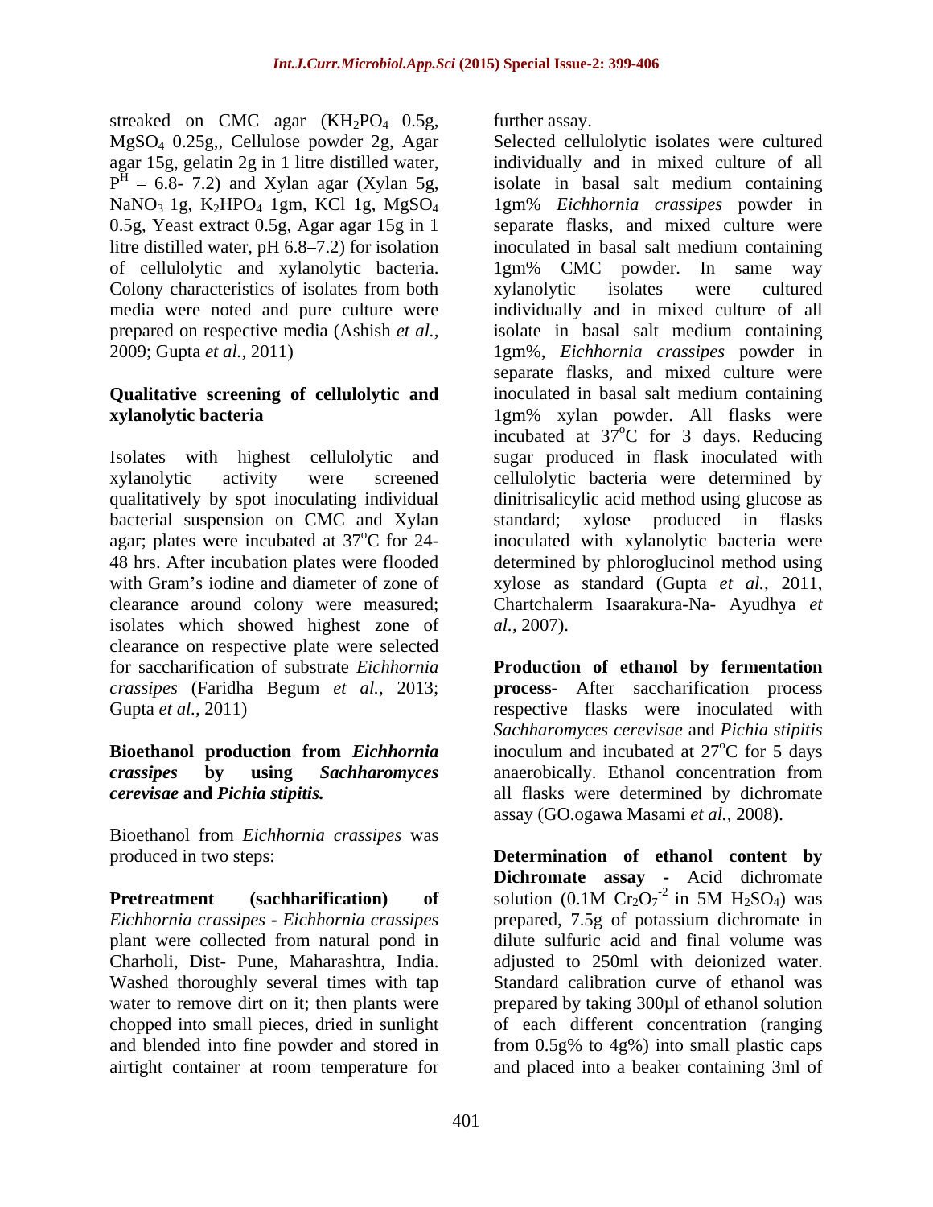streaked on CMC agar ($KH_2PO_4$ 0.5g, $MgSO_4$ 0.25g,, Cellulose powder 2g, Agar agar 15g, gelatin 2g in 1 litre distilled water, $P^H$ – 6.8- 7.2) and Xylan agar (Xylan 5g, $NaNO_3$ 1g, $K_2HPO_4$ 1gm, KCl 1g, $MgSO_4$ 0.5g, Yeast extract 0.5g, Agar agar 15g in 1 litre distilled water, pH 6.8–7.2) for isolation of cellulolytic and xylanolytic bacteria. Colony characteristics of isolates from both media were noted and pure culture were prepared on respective media (Ashish *et al.,* 2009; Gupta *et al.,* 2011)

**Qualitative screening of cellulolytic and xylanolytic bacteria**

Isolates with highest cellulolytic and xylanolytic activity were screened qualitatively by spot inoculating individual bacterial suspension on CMC and Xylan agar; plates were incubated at 37°C for 24-48 hrs. After incubation plates were flooded with Gram's iodine and diameter of zone of clearance around colony were measured; isolates which showed highest zone of clearance on respective plate were selected for saccharification of substrate *Eichhornia crassipes* (Faridha Begum *et al.,* 2013; Gupta *et al.,* 2011)

**Bioethanol production from *Eichhornia crassipes* by using *Sachharomyces cerevisae* and *Pichia stipitis.***

Bioethanol from *Eichhornia crassipes* was produced in two steps:

**Pretreatment (sachharification) of** *Eichhornia crassipes* **-** *Eichhornia crassipes* plant were collected from natural pond in Charholi, Dist- Pune, Maharashtra, India. Washed thoroughly several times with tap water to remove dirt on it; then plants were chopped into small pieces, dried in sunlight and blended into fine powder and stored in airtight container at room temperature for further assay.

Selected cellulolytic isolates were cultured individually and in mixed culture of all isolate in basal salt medium containing 1gm% *Eichhornia crassipes* powder in separate flasks, and mixed culture were inoculated in basal salt medium containing 1gm% CMC powder. In same way xylanolytic isolates were cultured individually and in mixed culture of all isolate in basal salt medium containing 1gm%, *Eichhornia crassipes* powder in separate flasks, and mixed culture were inoculated in basal salt medium containing 1gm% xylan powder. All flasks were incubated at 37°C for 3 days. Reducing sugar produced in flask inoculated with cellulolytic bacteria were determined by dinitrisalicylic acid method using glucose as standard; xylose produced in flasks inoculated with xylanolytic bacteria were determined by phloroglucinol method using xylose as standard (Gupta *et al.,* 2011, Chartchalerm Isaarakura-Na- Ayudhya *et al.,* 2007).

**Production of ethanol by fermentation process-** After saccharification process respective flasks were inoculated with *Sachharomyces cerevisae* and *Pichia stipitis* inoculum and incubated at 27°C for 5 days anaerobically. Ethanol concentration from all flasks were determined by dichromate assay (GO.ogawa Masami *et al.,* 2008).

**Determination of ethanol content by Dichromate assay -** Acid dichromate solution (0.1M $Cr_2O_7^{-2}$ in 5M $H_2SO_4$) was prepared, 7.5g of potassium dichromate in dilute sulfuric acid and final volume was adjusted to 250ml with deionized water. Standard calibration curve of ethanol was prepared by taking 300µl of ethanol solution of each different concentration (ranging from 0.5g% to 4g%) into small plastic caps and placed into a beaker containing 3ml of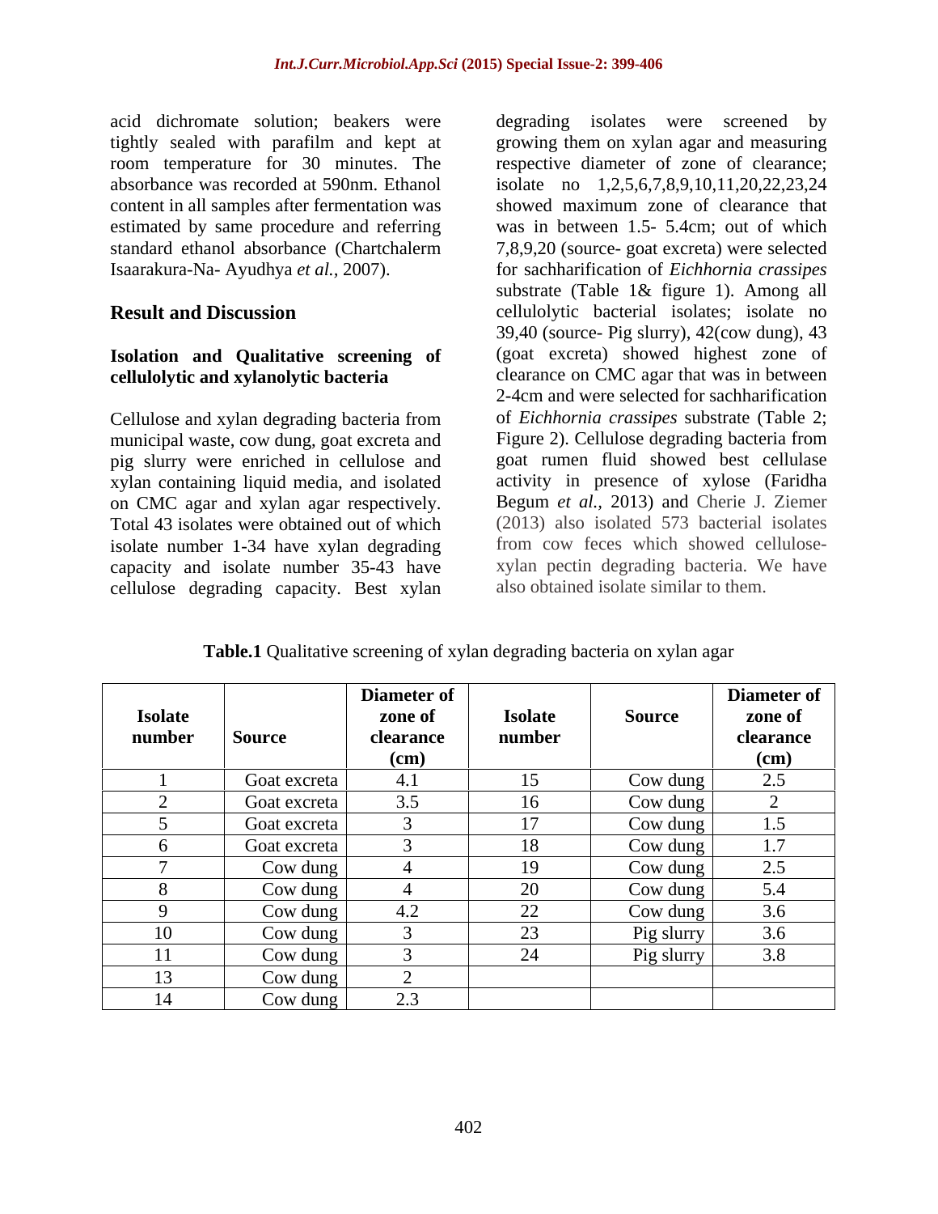acid dichromate solution; beakers were tightly sealed with parafilm and kept at room temperature for 30 minutes. The absorbance was recorded at 590nm. Ethanol content in all samples after fermentation was estimated by same procedure and referring standard ethanol absorbance (Chartchalerm Isaarakura-Na- Ayudhya *et al.,* 2007).

## Result and Discussion

### Isolation and Qualitative screening of cellulolytic and xylanolytic bacteria

Cellulose and xylan degrading bacteria from municipal waste, cow dung, goat excreta and pig slurry were enriched in cellulose and xylan containing liquid media, and isolated on CMC agar and xylan agar respectively. Total 43 isolates were obtained out of which isolate number 1-34 have xylan degrading capacity and isolate number 35-43 have cellulose degrading capacity. Best xylan degrading isolates were screened by growing them on xylan agar and measuring respective diameter of zone of clearance; isolate no 1,2,5,6,7,8,9,10,11,20,22,23,24 showed maximum zone of clearance that was in between 1.5- 5.4cm; out of which 7,8,9,20 (source- goat excreta) were selected for sachharification of *Eichhornia crassipes* substrate (Table 1& figure 1). Among all cellulolytic bacterial isolates; isolate no 39,40 (source- Pig slurry), 42(cow dung), 43 (goat excreta) showed highest zone of clearance on CMC agar that was in between 2-4cm and were selected for sachharification of *Eichhornia crassipes* substrate (Table 2; Figure 2). Cellulose degrading bacteria from goat rumen fluid showed best cellulase activity in presence of xylose (Faridha Begum *et al.,* 2013) and Cherie J. Ziemer (2013) also isolated 573 bacterial isolates from cow feces which showed cellulose-xylan pectin degrading bacteria. We have also obtained isolate similar to them.

**Table.1** Qualitative screening of xylan degrading bacteria on xylan agar

| Isolate number | Source | Diameter of zone of clearance (cm) | Isolate number | Source | Diameter of zone of clearance (cm) |
|---|---|---|---|---|---|
| 1 | Goat excreta | 4.1 | 15 | Cow dung | 2.5 |
| 2 | Goat excreta | 3.5 | 16 | Cow dung | 2 |
| 5 | Goat excreta | 3 | 17 | Cow dung | 1.5 |
| 6 | Goat excreta | 3 | 18 | Cow dung | 1.7 |
| 7 | Cow dung | 4 | 19 | Cow dung | 2.5 |
| 8 | Cow dung | 4 | 20 | Cow dung | 5.4 |
| 9 | Cow dung | 4.2 | 22 | Cow dung | 3.6 |
| 10 | Cow dung | 3 | 23 | Pig slurry | 3.6 |
| 11 | Cow dung | 3 | 24 | Pig slurry | 3.8 |
| 13 | Cow dung | 2 | | | |
| 14 | Cow dung | 2.3 | | | |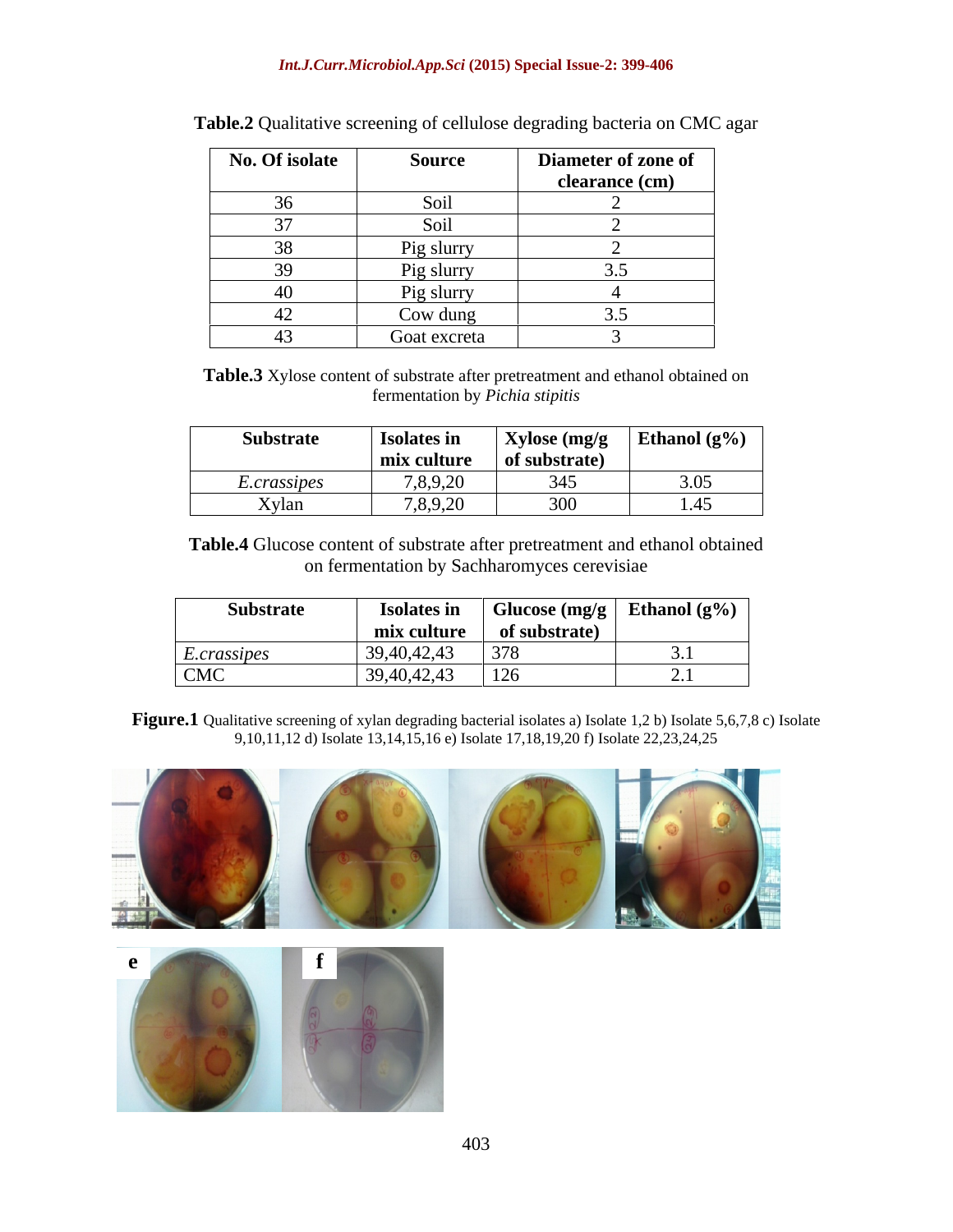**Table.2** Qualitative screening of cellulose degrading bacteria on CMC agar

| No. Of isolate | Source | Diameter of zone of clearance (cm) |
|---|---|---|
| 36 | Soil | 2 |
| 37 | Soil | 2 |
| 38 | Pig slurry | 2 |
| 39 | Pig slurry | 3.5 |
| 40 | Pig slurry | 4 |
| 42 | Cow dung | 3.5 |
| 43 | Goat excreta | 3 |

**Table.3** Xylose content of substrate after pretreatment and ethanol obtained on fermentation by *Pichia stipitis*

| Substrate | Isolates in mix culture | Xylose (mg/g of substrate) | Ethanol (g%) |
|---|---|---|---|
| *E.crassipes* | 7,8,9,20 | 345 | 3.05 |
| Xylan | 7,8,9,20 | 300 | 1.45 |

**Table.4** Glucose content of substrate after pretreatment and ethanol obtained on fermentation by Sachharomyces cerevisiae

| Substrate | Isolates in mix culture | Glucose (mg/g of substrate) | Ethanol (g%) |
|---|---|---|---|
| *E.crassipes* | 39,40,42,43 | 378 | 3.1 |
| CMC | 39,40,42,43 | 126 | 2.1 |

**Figure.1** Qualitative screening of xylan degrading bacterial isolates a) Isolate 1,2 b) Isolate 5,6,7,8 c) Isolate 9,10,11,12 d) Isolate 13,14,15,16 e) Isolate 17,18,19,20 f) Isolate 22,23,24,25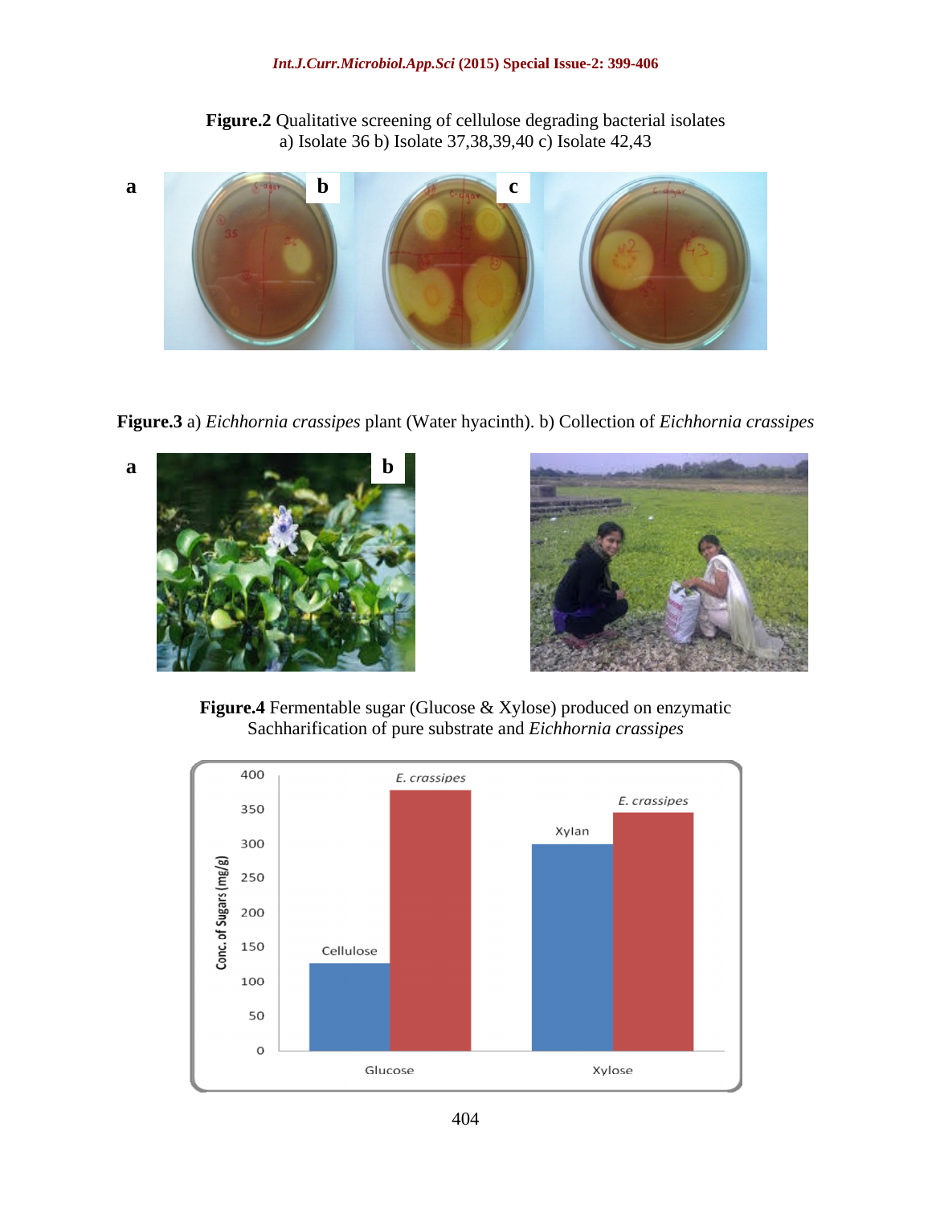**Figure.2** Qualitative screening of cellulose degrading bacterial isolates a) Isolate 36 b) Isolate 37,38,39,40 c) Isolate 42,43

**Figure.3** a) *Eichhornia crassipes* plant (Water hyacinth). b) Collection of *Eichhornia crassipes*

**Figure.4** Fermentable sugar (Glucose & Xylose) produced on enzymatic Sachharification of pure substrate and *Eichhornia crassipes*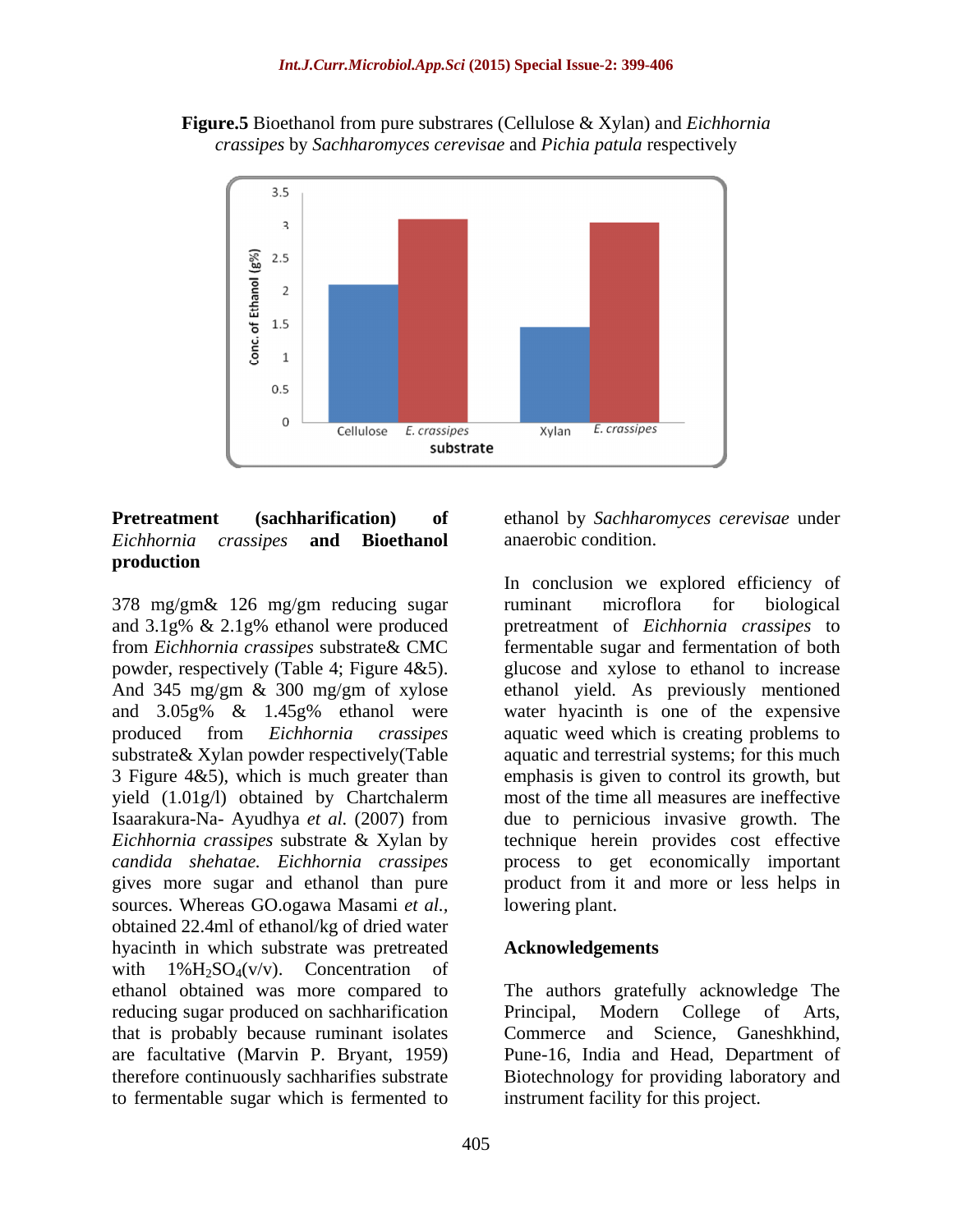**Figure.5** Bioethanol from pure substrares (Cellulose & Xylan) and *Eichhornia crassipes* by *Sachharomyces cerevisae* and *Pichia patula* respectively

**Pretreatment (sachharification) of *Eichhornia crassipes* and Bioethanol production**

378 mg/gm& 126 mg/gm reducing sugar and 3.1g% & 2.1g% ethanol were produced from *Eichhornia crassipes* substrate& CMC powder, respectively (Table 4; Figure 4&5). And 345 mg/gm & 300 mg/gm of xylose and 3.05g% & 1.45g% ethanol were produced from *Eichhornia crassipes* substrate& Xylan powder respectively(Table 3 Figure 4&5), which is much greater than yield (1.01g/l) obtained by Chartchalerm Isaarakura-Na- Ayudhya *et al.* (2007) from *Eichhornia crassipes* substrate & Xylan by *candida shehatae. Eichhornia crassipes* gives more sugar and ethanol than pure sources. Whereas GO.ogawa Masami *et al.*, obtained 22.4ml of ethanol/kg of dried water hyacinth in which substrate was pretreated with $1\%H_2SO_4$(v/v). Concentration of ethanol obtained was more compared to reducing sugar produced on sachharification that is probably because ruminant isolates are facultative (Marvin P. Bryant, 1959) therefore continuously sachharifies substrate to fermentable sugar which is fermented to ethanol by *Sachharomyces cerevisae* under anaerobic condition.

In conclusion we explored efficiency of ruminant microflora for biological pretreatment of *Eichhornia crassipes* to fermentable sugar and fermentation of both glucose and xylose to ethanol to increase ethanol yield. As previously mentioned water hyacinth is one of the expensive aquatic weed which is creating problems to aquatic and terrestrial systems; for this much emphasis is given to control its growth, but most of the time all measures are ineffective due to pernicious invasive growth. The technique herein provides cost effective process to get economically important product from it and more or less helps in lowering plant.

## Acknowledgements

The authors gratefully acknowledge The Principal, Modern College of Arts, Commerce and Science, Ganeshkhind, Pune-16, India and Head, Department of Biotechnology for providing laboratory and instrument facility for this project.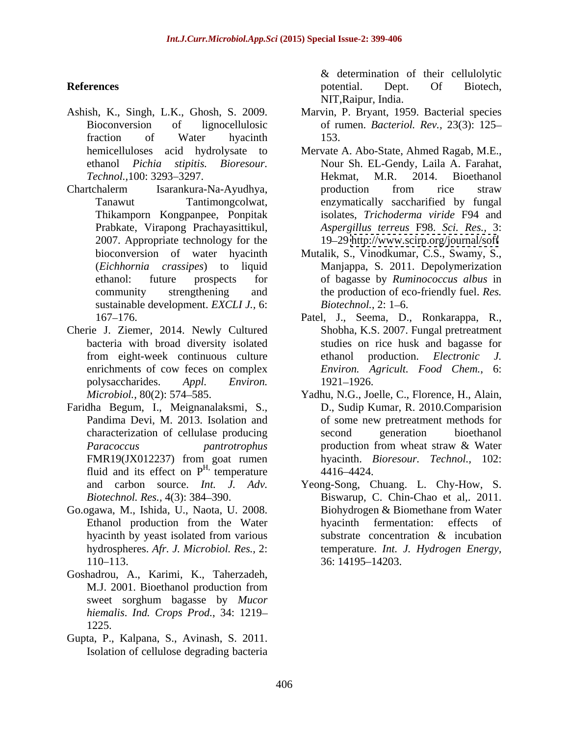## References

Ashish, K., Singh, L.K., Ghosh, S. 2009. Bioconversion of lignocellulosic fraction of Water hyacinth hemicelluloses acid hydrolysate to ethanol *Pichia stipitis. Bioresour. Technol.*,100: 3293–3297.

Chartchalerm Isarankura-Na-Ayudhya, Tanawut Tantimongcolwat, Thikamporn Kongpanpee, Ponpitak Prabkate, Virapong Prachayasittikul, 2007. Appropriate technology for the bioconversion of water hyacinth (*Eichhornia crassipes*) to liquid ethanol: future prospects for community strengthening and sustainable development. *EXCLI J.,* 6: 167–176.

Cherie J. Ziemer, 2014. Newly Cultured bacteria with broad diversity isolated from eight-week continuous culture enrichments of cow feces on complex polysaccharides. *Appl. Environ. Microbiol.*, 80(2): 574–585.

Faridha Begum, I., Meignanalaksmi, S., Pandima Devi, M. 2013. Isolation and characterization of cellulase producing *Paracoccus pantrotrophus* FMR19(JX012237) from goat rumen fluid and its effect on $P^{H,}$ temperature and carbon source. *Int. J. Adv. Biotechnol. Res.*, 4(3): 384–390.

Go.ogawa, M., Ishida, U., Naota, U. 2008. Ethanol production from the Water hyacinth by yeast isolated from various hydrospheres. *Afr. J. Microbiol. Res.*, 2: 110–113.

Goshadrou, A., Karimi, K., Taherzadeh, M.J. 2001. Bioethanol production from sweet sorghum bagasse by *Mucor hiemalis*. *Ind. Crops Prod.*, 34: 1219–1225.

Gupta, P., Kalpana, S., Avinash, S. 2011. Isolation of cellulose degrading bacteria & determination of their cellulolytic potential. Dept. Of Biotech, NIT,Raipur, India.

Marvin, P. Bryant, 1959. Bacterial species of rumen. *Bacteriol. Rev.,* 23(3): 125–153.

Mervate A. Abo-State, Ahmed Ragab, M.E., Nour Sh. EL-Gendy, Laila A. Farahat, Hekmat, M.R. 2014. Bioethanol production from rice straw enzymatically saccharified by fungal isolates, *Trichoderma viride* F94 and *Aspergillus terreus* F98. *Sci. Res.,* 3: 19–29 http://www.scirp.org/journal/soft

Mutalik, S., Vinodkumar, C.S., Swamy, S., Manjappa, S. 2011. Depolymerization of bagasse by *Ruminococcus albus* in the production of eco-friendly fuel. *Res. Biotechnol.*, 2: 1–6.

Patel, J., Seema, D., Ronkarappa, R., Shobha, K.S. 2007. Fungal pretreatment studies on rice husk and bagasse for ethanol production. *Electronic J. Environ. Agricult. Food Chem.*, 6: 1921–1926.

Yadhu, N.G., Joelle, C., Florence, H., Alain, D., Sudip Kumar, R. 2010.Comparision of some new pretreatment methods for second generation bioethanol production from wheat straw & Water hyacinth. *Bioresour. Technol.,* 102: 4416–4424.

Yeong-Song, Chuang. L. Chy-How, S. Biswarup, C. Chin-Chao et al,. 2011. Biohydrogen & Biomethane from Water hyacinth fermentation: effects of substrate concentration & incubation temperature. *Int. J. Hydrogen Energy,* 36: 14195–14203.